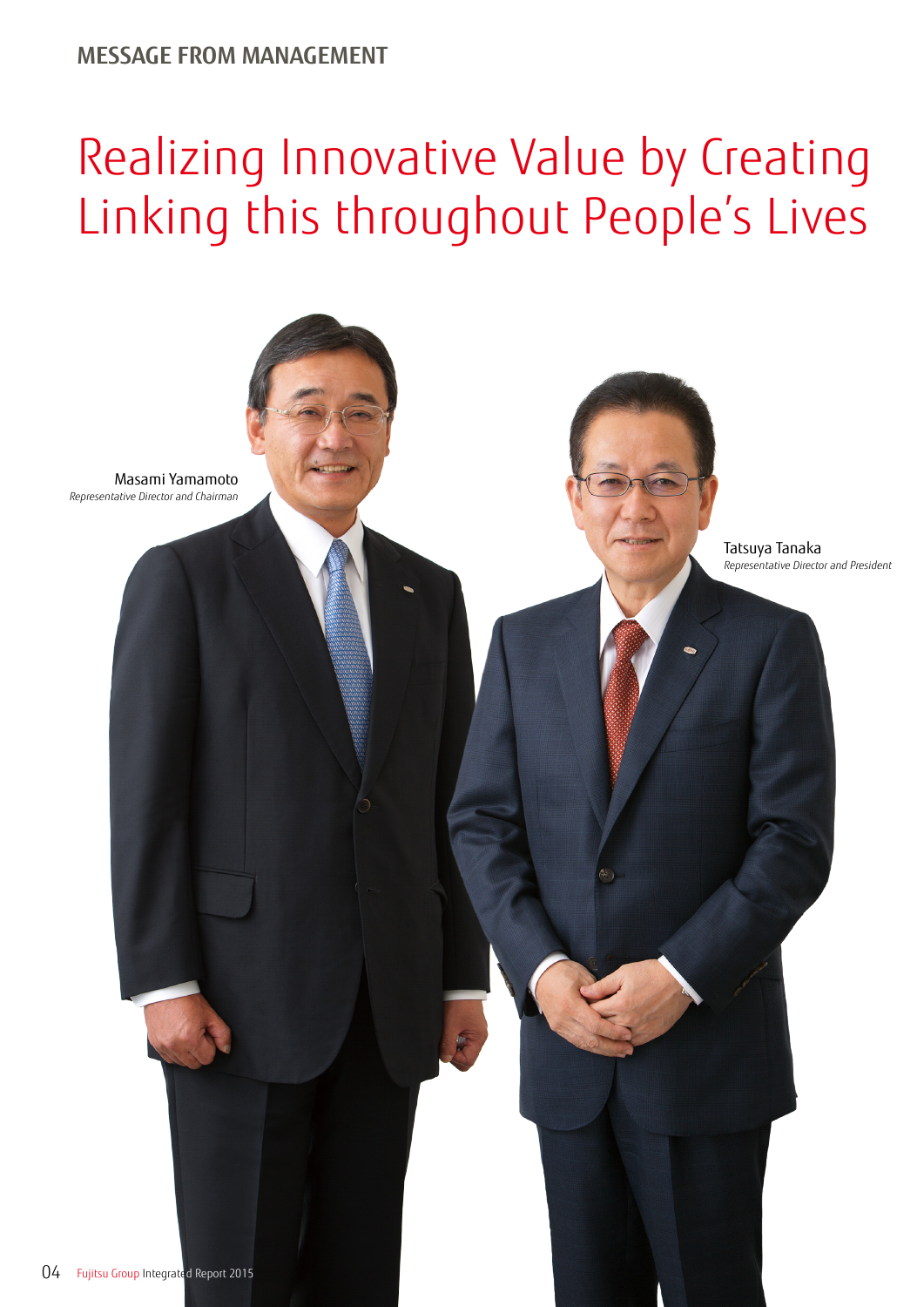MESSAGE FROM MANAGEMENT

# Realizing Innovative Value by Creating Linking this throughout People's Lives

Masami Yamamoto
*Representative Director and Chairman*

Tatsuya Tanaka
*Representative Director and President*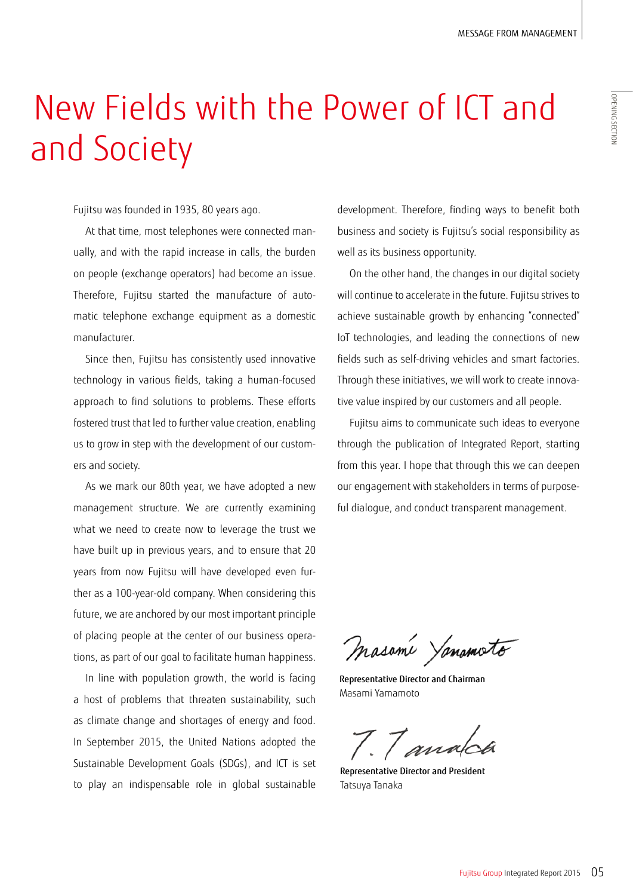# New Fields with the Power of ICT and and Society

Fujitsu was founded in 1935, 80 years ago.

At that time, most telephones were connected manually, and with the rapid increase in calls, the burden on people (exchange operators) had become an issue. Therefore, Fujitsu started the manufacture of automatic telephone exchange equipment as a domestic manufacturer.

Since then, Fujitsu has consistently used innovative technology in various fields, taking a human-focused approach to find solutions to problems. These efforts fostered trust that led to further value creation, enabling us to grow in step with the development of our customers and society.

As we mark our 80th year, we have adopted a new management structure. We are currently examining what we need to create now to leverage the trust we have built up in previous years, and to ensure that 20 years from now Fujitsu will have developed even further as a 100-year-old company. When considering this future, we are anchored by our most important principle of placing people at the center of our business operations, as part of our goal to facilitate human happiness.

In line with population growth, the world is facing a host of problems that threaten sustainability, such as climate change and shortages of energy and food. In September 2015, the United Nations adopted the Sustainable Development Goals (SDGs), and ICT is set to play an indispensable role in global sustainable development. Therefore, finding ways to benefit both business and society is Fujitsu's social responsibility as well as its business opportunity.

On the other hand, the changes in our digital society will continue to accelerate in the future. Fujitsu strives to achieve sustainable growth by enhancing "connected" IoT technologies, and leading the connections of new fields such as self-driving vehicles and smart factories. Through these initiatives, we will work to create innovative value inspired by our customers and all people.

Fujitsu aims to communicate such ideas to everyone through the publication of Integrated Report, starting from this year. I hope that through this we can deepen our engagement with stakeholders in terms of purposeful dialogue, and conduct transparent management.

**Representative Director and Chairman**
Masami Yamamoto

**Representative Director and President**
Tatsuya Tanaka